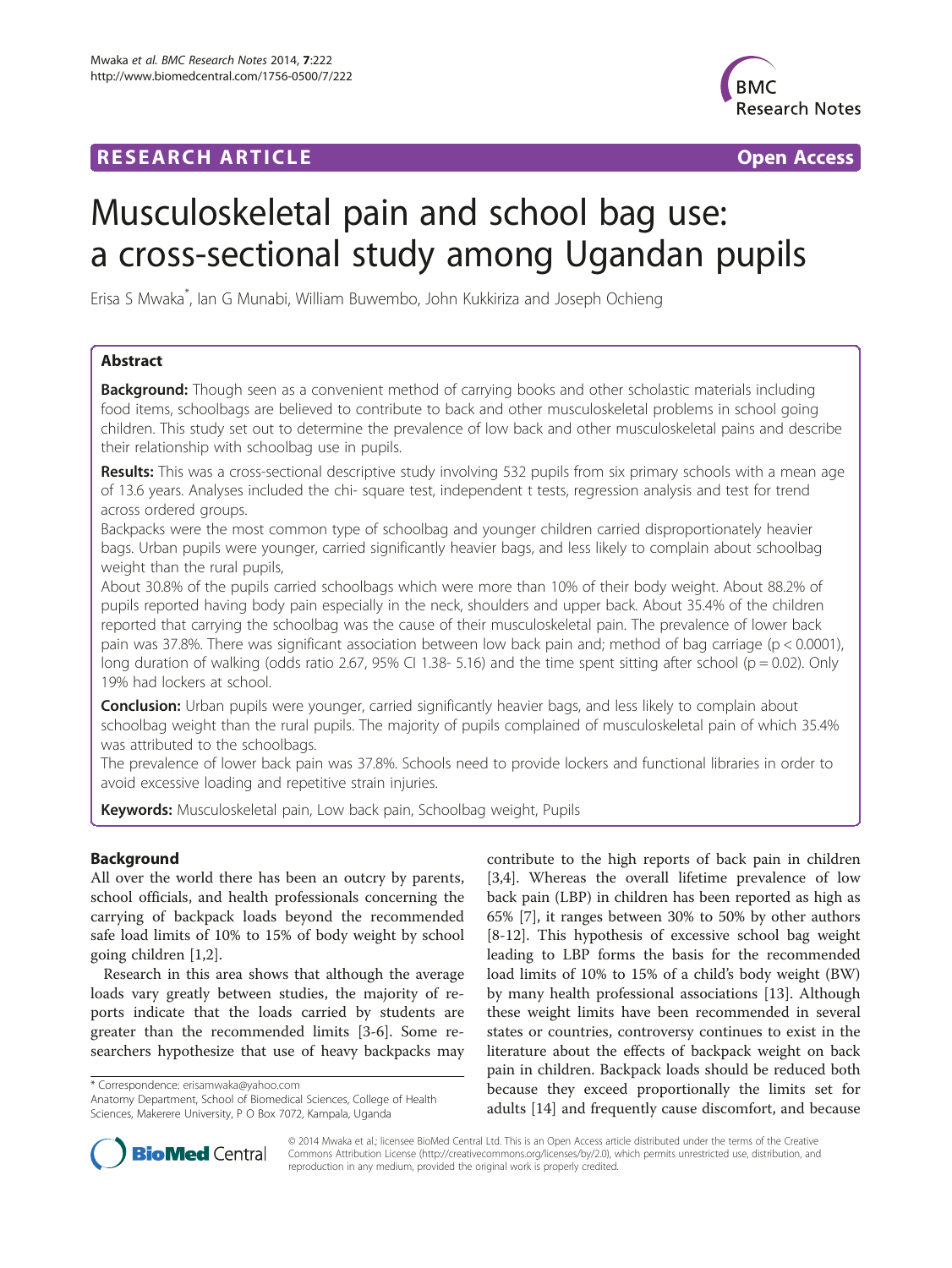**RESEARCH ARTICLE** **Open Access**

# Musculoskeletal pain and school bag use: a cross-sectional study among Ugandan pupils

Erisa S Mwaka*, Ian G Munabi, William Buwembo, John Kukkiriza and Joseph Ochieng

## Abstract

**Background:** Though seen as a convenient method of carrying books and other scholastic materials including food items, schoolbags are believed to contribute to back and other musculoskeletal problems in school going children. This study set out to determine the prevalence of low back and other musculoskeletal pains and describe their relationship with schoolbag use in pupils.

**Results:** This was a cross-sectional descriptive study involving 532 pupils from six primary schools with a mean age of 13.6 years. Analyses included the chi- square test, independent t tests, regression analysis and test for trend across ordered groups.

Backpacks were the most common type of schoolbag and younger children carried disproportionately heavier bags. Urban pupils were younger, carried significantly heavier bags, and less likely to complain about schoolbag weight than the rural pupils,

About 30.8% of the pupils carried schoolbags which were more than 10% of their body weight. About 88.2% of pupils reported having body pain especially in the neck, shoulders and upper back. About 35.4% of the children reported that carrying the schoolbag was the cause of their musculoskeletal pain. The prevalence of lower back pain was 37.8%. There was significant association between low back pain and; method of bag carriage ($p < 0.0001$), long duration of walking (odds ratio 2.67, 95% CI 1.38- 5.16) and the time spent sitting after school ($p = 0.02$). Only 19% had lockers at school.

**Conclusion:** Urban pupils were younger, carried significantly heavier bags, and less likely to complain about schoolbag weight than the rural pupils. The majority of pupils complained of musculoskeletal pain of which 35.4% was attributed to the schoolbags.

The prevalence of lower back pain was 37.8%. Schools need to provide lockers and functional libraries in order to avoid excessive loading and repetitive strain injuries.

**Keywords:** Musculoskeletal pain, Low back pain, Schoolbag weight, Pupils

## Background

All over the world there has been an outcry by parents, school officials, and health professionals concerning the carrying of backpack loads beyond the recommended safe load limits of 10% to 15% of body weight by school going children [1,2].

Research in this area shows that although the average loads vary greatly between studies, the majority of reports indicate that the loads carried by students are greater than the recommended limits [3-6]. Some researchers hypothesize that use of heavy backpacks may contribute to the high reports of back pain in children [3,4]. Whereas the overall lifetime prevalence of low back pain (LBP) in children has been reported as high as 65% [7], it ranges between 30% to 50% by other authors [8-12]. This hypothesis of excessive school bag weight leading to LBP forms the basis for the recommended load limits of 10% to 15% of a child's body weight (BW) by many health professional associations [13]. Although these weight limits have been recommended in several states or countries, controversy continues to exist in the literature about the effects of backpack weight on back pain in children. Backpack loads should be reduced both because they exceed proportionally the limits set for adults [14] and frequently cause discomfort, and because

\* Correspondence: erisamwaka@yahoo.com
Anatomy Department, School of Biomedical Sciences, College of Health Sciences, Makerere University, P O Box 7072, Kampala, Uganda

© 2014 Mwaka et al.; licensee BioMed Central Ltd. This is an Open Access article distributed under the terms of the Creative Commons Attribution License (http://creativecommons.org/licenses/by/2.0), which permits unrestricted use, distribution, and reproduction in any medium, provided the original work is properly credited.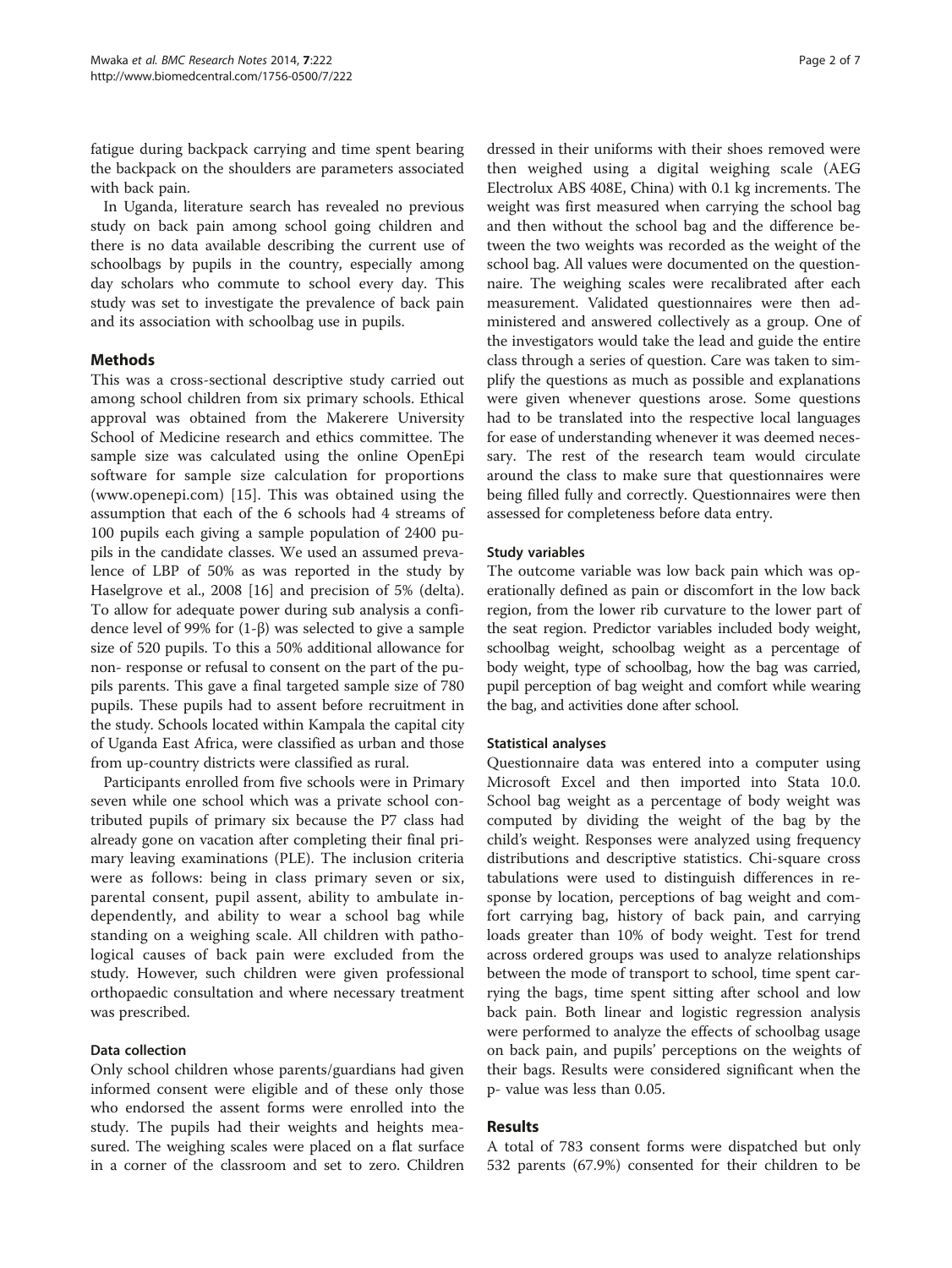fatigue during backpack carrying and time spent bearing the backpack on the shoulders are parameters associated with back pain.

In Uganda, literature search has revealed no previous study on back pain among school going children and there is no data available describing the current use of schoolbags by pupils in the country, especially among day scholars who commute to school every day. This study was set to investigate the prevalence of back pain and its association with schoolbag use in pupils.

## Methods

This was a cross-sectional descriptive study carried out among school children from six primary schools. Ethical approval was obtained from the Makerere University School of Medicine research and ethics committee. The sample size was calculated using the online OpenEpi software for sample size calculation for proportions (www.openepi.com) [15]. This was obtained using the assumption that each of the 6 schools had 4 streams of 100 pupils each giving a sample population of 2400 pupils in the candidate classes. We used an assumed prevalence of LBP of 50% as was reported in the study by Haselgrove et al., 2008 [16] and precision of 5% (delta). To allow for adequate power during sub analysis a confidence level of 99% for (1-β) was selected to give a sample size of 520 pupils. To this a 50% additional allowance for non- response or refusal to consent on the part of the pupils parents. This gave a final targeted sample size of 780 pupils. These pupils had to assent before recruitment in the study. Schools located within Kampala the capital city of Uganda East Africa, were classified as urban and those from up-country districts were classified as rural.

Participants enrolled from five schools were in Primary seven while one school which was a private school contributed pupils of primary six because the P7 class had already gone on vacation after completing their final primary leaving examinations (PLE). The inclusion criteria were as follows: being in class primary seven or six, parental consent, pupil assent, ability to ambulate independently, and ability to wear a school bag while standing on a weighing scale. All children with pathological causes of back pain were excluded from the study. However, such children were given professional orthopaedic consultation and where necessary treatment was prescribed.

### Data collection

Only school children whose parents/guardians had given informed consent were eligible and of these only those who endorsed the assent forms were enrolled into the study. The pupils had their weights and heights measured. The weighing scales were placed on a flat surface in a corner of the classroom and set to zero. Children dressed in their uniforms with their shoes removed were then weighed using a digital weighing scale (AEG Electrolux ABS 408E, China) with 0.1 kg increments. The weight was first measured when carrying the school bag and then without the school bag and the difference between the two weights was recorded as the weight of the school bag. All values were documented on the questionnaire. The weighing scales were recalibrated after each measurement. Validated questionnaires were then administered and answered collectively as a group. One of the investigators would take the lead and guide the entire class through a series of question. Care was taken to simplify the questions as much as possible and explanations were given whenever questions arose. Some questions had to be translated into the respective local languages for ease of understanding whenever it was deemed necessary. The rest of the research team would circulate around the class to make sure that questionnaires were being filled fully and correctly. Questionnaires were then assessed for completeness before data entry.

### Study variables

The outcome variable was low back pain which was operationally defined as pain or discomfort in the low back region, from the lower rib curvature to the lower part of the seat region. Predictor variables included body weight, schoolbag weight, schoolbag weight as a percentage of body weight, type of schoolbag, how the bag was carried, pupil perception of bag weight and comfort while wearing the bag, and activities done after school.

### Statistical analyses

Questionnaire data was entered into a computer using Microsoft Excel and then imported into Stata 10.0. School bag weight as a percentage of body weight was computed by dividing the weight of the bag by the child's weight. Responses were analyzed using frequency distributions and descriptive statistics. Chi-square cross tabulations were used to distinguish differences in response by location, perceptions of bag weight and comfort carrying bag, history of back pain, and carrying loads greater than 10% of body weight. Test for trend across ordered groups was used to analyze relationships between the mode of transport to school, time spent carrying the bags, time spent sitting after school and low back pain. Both linear and logistic regression analysis were performed to analyze the effects of schoolbag usage on back pain, and pupils' perceptions on the weights of their bags. Results were considered significant when the p- value was less than 0.05.

## Results

A total of 783 consent forms were dispatched but only 532 parents (67.9%) consented for their children to be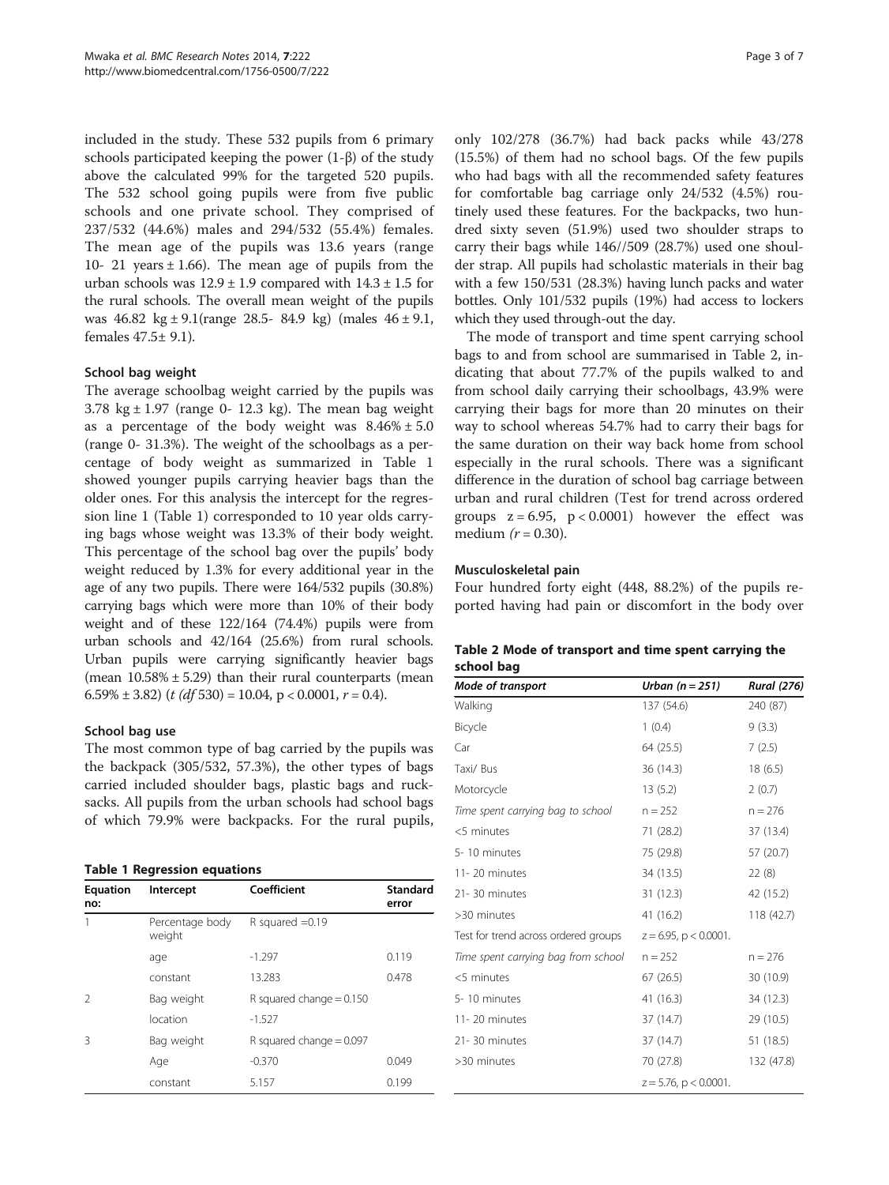included in the study. These 532 pupils from 6 primary schools participated keeping the power (1-β) of the study above the calculated 99% for the targeted 520 pupils. The 532 school going pupils were from five public schools and one private school. They comprised of 237/532 (44.6%) males and 294/532 (55.4%) females. The mean age of the pupils was 13.6 years (range 10- 21 years ± 1.66). The mean age of pupils from the urban schools was 12.9 ± 1.9 compared with 14.3 ± 1.5 for the rural schools. The overall mean weight of the pupils was 46.82 kg ± 9.1(range 28.5- 84.9 kg) (males 46 ± 9.1, females 47.5± 9.1).

### School bag weight

The average schoolbag weight carried by the pupils was 3.78 kg ± 1.97 (range 0- 12.3 kg). The mean bag weight as a percentage of the body weight was 8.46% ± 5.0 (range 0- 31.3%). The weight of the schoolbags as a percentage of body weight as summarized in Table 1 showed younger pupils carrying heavier bags than the older ones. For this analysis the intercept for the regression line 1 (Table 1) corresponded to 10 year olds carrying bags whose weight was 13.3% of their body weight. This percentage of the school bag over the pupils' body weight reduced by 1.3% for every additional year in the age of any two pupils. There were 164/532 pupils (30.8%) carrying bags which were more than 10% of their body weight and of these 122/164 (74.4%) pupils were from urban schools and 42/164 (25.6%) from rural schools. Urban pupils were carrying significantly heavier bags (mean 10.58% ± 5.29) than their rural counterparts (mean 6.59% ± 3.82) ($t$ ($df$ 530) = 10.04, $p < 0.0001$, $r = 0.4$).

### School bag use

The most common type of bag carried by the pupils was the backpack (305/532, 57.3%), the other types of bags carried included shoulder bags, plastic bags and rucksacks. All pupils from the urban schools had school bags of which 79.9% were backpacks. For the rural pupils, only 102/278 (36.7%) had back packs while 43/278 (15.5%) of them had no school bags. Of the few pupils who had bags with all the recommended safety features for comfortable bag carriage only 24/532 (4.5%) routinely used these features. For the backpacks, two hundred sixty seven (51.9%) used two shoulder straps to carry their bags while 146//509 (28.7%) used one shoulder strap. All pupils had scholastic materials in their bag with a few 150/531 (28.3%) having lunch packs and water bottles. Only 101/532 pupils (19%) had access to lockers which they used through-out the day.

**Table 1 Regression equations**

| Equation no: | Intercept | Coefficient | Standard error |
|---|---|---|---|
| 1 | Percentage body weight | R squared =0.19 | |
| | age | -1.297 | 0.119 |
| | constant | 13.283 | 0.478 |
| 2 | Bag weight | R squared change = 0.150 | |
| | location | -1.527 | |
| 3 | Bag weight | R squared change = 0.097 | |
| | Age | -0.370 | 0.049 |
| | constant | 5.157 | 0.199 |

The mode of transport and time spent carrying school bags to and from school are summarised in Table 2, indicating that about 77.7% of the pupils walked to and from school daily carrying their schoolbags, 43.9% were carrying their bags for more than 20 minutes on their way to school whereas 54.7% had to carry their bags for the same duration on their way back home from school especially in the rural schools. There was a significant difference in the duration of school bag carriage between urban and rural children (Test for trend across ordered groups $z = 6.95$, $p < 0.0001$) however the effect was medium ($r = 0.30$).

**Table 2 Mode of transport and time spent carrying the school bag**

| *Mode of transport* | *Urban (n = 251)* | *Rural (276)* |
|---|---|---|
| Walking | 137 (54.6) | 240 (87) |
| Bicycle | 1 (0.4) | 9 (3.3) |
| Car | 64 (25.5) | 7 (2.5) |
| Taxi/ Bus | 36 (14.3) | 18 (6.5) |
| Motorcycle | 13 (5.2) | 2 (0.7) |
| *Time spent carrying bag to school* | n = 252 | n = 276 |
| <5 minutes | 71 (28.2) | 37 (13.4) |
| 5- 10 minutes | 75 (29.8) | 57 (20.7) |
| 11- 20 minutes | 34 (13.5) | 22 (8) |
| 21- 30 minutes | 31 (12.3) | 42 (15.2) |
| >30 minutes | 41 (16.2) | 118 (42.7) |
| Test for trend across ordered groups | $z = 6.95$, $p < 0.0001$. | |
| *Time spent carrying bag from school* | n = 252 | n = 276 |
| <5 minutes | 67 (26.5) | 30 (10.9) |
| 5- 10 minutes | 41 (16.3) | 34 (12.3) |
| 11- 20 minutes | 37 (14.7) | 29 (10.5) |
| 21- 30 minutes | 37 (14.7) | 51 (18.5) |
| >30 minutes | 70 (27.8) | 132 (47.8) |
| | $z = 5.76$, $p < 0.0001$. | |

### Musculoskeletal pain

Four hundred forty eight (448, 88.2%) of the pupils reported having had pain or discomfort in the body over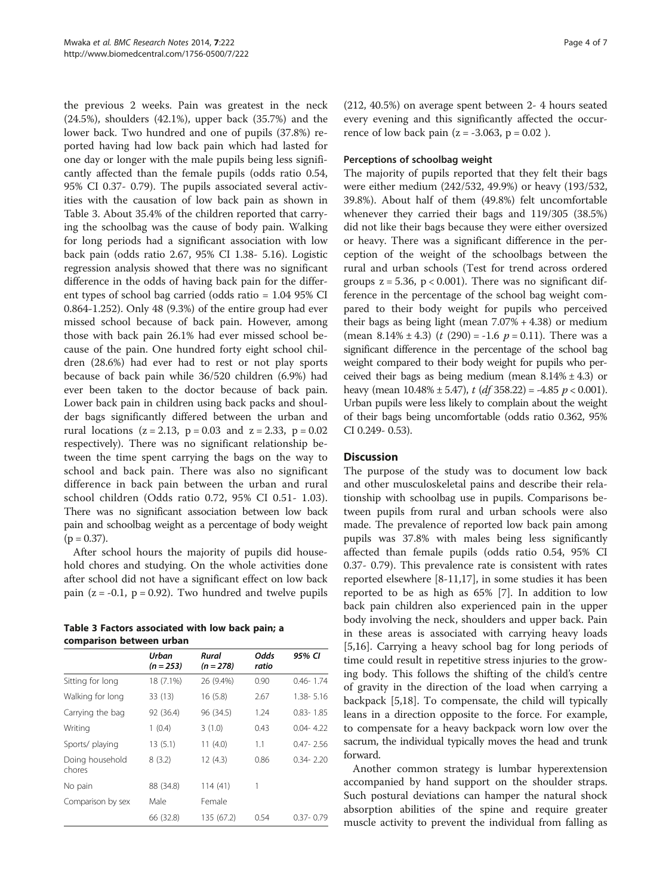the previous 2 weeks. Pain was greatest in the neck (24.5%), shoulders (42.1%), upper back (35.7%) and the lower back. Two hundred and one of pupils (37.8%) reported having had low back pain which had lasted for one day or longer with the male pupils being less significantly affected than the female pupils (odds ratio 0.54, 95% CI 0.37- 0.79). The pupils associated several activities with the causation of low back pain as shown in Table 3. About 35.4% of the children reported that carrying the schoolbag was the cause of body pain. Walking for long periods had a significant association with low back pain (odds ratio 2.67, 95% CI 1.38- 5.16). Logistic regression analysis showed that there was no significant difference in the odds of having back pain for the different types of school bag carried (odds ratio = 1.04 95% CI 0.864-1.252). Only 48 (9.3%) of the entire group had ever missed school because of back pain. However, among those with back pain 26.1% had ever missed school because of the pain. One hundred forty eight school children (28.6%) had ever had to rest or not play sports because of back pain while 36/520 children (6.9%) had ever been taken to the doctor because of back pain. Lower back pain in children using back packs and shoulder bags significantly differed between the urban and rural locations ($z = 2.13$, $p = 0.03$ and $z = 2.33$, $p = 0.02$ respectively). There was no significant relationship between the time spent carrying the bags on the way to school and back pain. There was also no significant difference in back pain between the urban and rural school children (Odds ratio 0.72, 95% CI 0.51- 1.03). There was no significant association between low back pain and schoolbag weight as a percentage of body weight ($p = 0.37$).

After school hours the majority of pupils did household chores and studying. On the whole activities done after school did not have a significant effect on low back pain ($z = -0.1$, $p = 0.92$). Two hundred and twelve pupils

**Table 3 Factors associated with low back pain; a comparison between urban**

| | Urban (n = 253) | Rural (n = 278) | Odds ratio | 95% CI |
|---|---|---|---|---|
| Sitting for long | 18 (7.1%) | 26 (9.4%) | 0.90 | 0.46- 1.74 |
| Walking for long | 33 (13) | 16 (5.8) | 2.67 | 1.38- 5.16 |
| Carrying the bag | 92 (36.4) | 96 (34.5) | 1.24 | 0.83- 1.85 |
| Writing | 1 (0.4) | 3 (1.0) | 0.43 | 0.04- 4.22 |
| Sports/ playing | 13 (5.1) | 11 (4.0) | 1.1 | 0.47- 2.56 |
| Doing household chores | 8 (3.2) | 12 (4.3) | 0.86 | 0.34- 2.20 |
| No pain | 88 (34.8) | 114 (41) | 1 | |
| Comparison by sex | Male | Female | | |
| | 66 (32.8) | 135 (67.2) | 0.54 | 0.37- 0.79 |

(212, 40.5%) on average spent between 2- 4 hours seated every evening and this significantly affected the occurrence of low back pain ($z = -3.063$, $p = 0.02$ ).

### Perceptions of schoolbag weight

The majority of pupils reported that they felt their bags were either medium (242/532, 49.9%) or heavy (193/532, 39.8%). About half of them (49.8%) felt uncomfortable whenever they carried their bags and 119/305 (38.5%) did not like their bags because they were either oversized or heavy. There was a significant difference in the perception of the weight of the schoolbags between the rural and urban schools (Test for trend across ordered groups $z = 5.36$, $p < 0.001$). There was no significant difference in the percentage of the school bag weight compared to their body weight for pupils who perceived their bags as being light (mean 7.07% + 4.38) or medium (mean 8.14% ± 4.3) ($t$ (290) = -1.6 $p = 0.11$). There was a significant difference in the percentage of the school bag weight compared to their body weight for pupils who perceived their bags as being medium (mean 8.14% ± 4.3) or heavy (mean 10.48% ± 5.47), $t$ ($df$ 358.22) = -4.85 $p < 0.001$). Urban pupils were less likely to complain about the weight of their bags being uncomfortable (odds ratio 0.362, 95% CI 0.249- 0.53).

## Discussion

The purpose of the study was to document low back and other musculoskeletal pains and describe their relationship with schoolbag use in pupils. Comparisons between pupils from rural and urban schools were also made. The prevalence of reported low back pain among pupils was 37.8% with males being less significantly affected than female pupils (odds ratio 0.54, 95% CI 0.37- 0.79). This prevalence rate is consistent with rates reported elsewhere [8-11,17], in some studies it has been reported to be as high as 65% [7]. In addition to low back pain children also experienced pain in the upper body involving the neck, shoulders and upper back. Pain in these areas is associated with carrying heavy loads [5,16]. Carrying a heavy school bag for long periods of time could result in repetitive stress injuries to the growing body. This follows the shifting of the child's centre of gravity in the direction of the load when carrying a backpack [5,18]. To compensate, the child will typically leans in a direction opposite to the force. For example, to compensate for a heavy backpack worn low over the sacrum, the individual typically moves the head and trunk forward.

Another common strategy is lumbar hyperextension accompanied by hand support on the shoulder straps. Such postural deviations can hamper the natural shock absorption abilities of the spine and require greater muscle activity to prevent the individual from falling as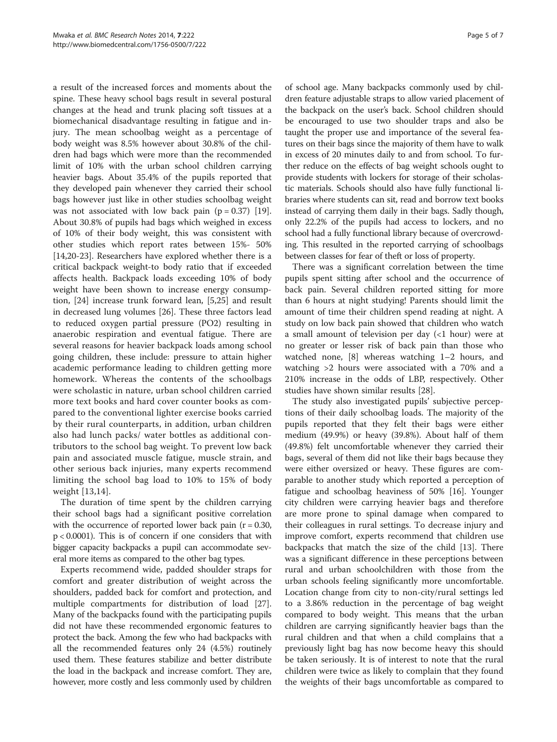a result of the increased forces and moments about the spine. These heavy school bags result in several postural changes at the head and trunk placing soft tissues at a biomechanical disadvantage resulting in fatigue and injury. The mean schoolbag weight as a percentage of body weight was 8.5% however about 30.8% of the children had bags which were more than the recommended limit of 10% with the urban school children carrying heavier bags. About 35.4% of the pupils reported that they developed pain whenever they carried their school bags however just like in other studies schoolbag weight was not associated with low back pain ($p = 0.37$) [19]. About 30.8% of pupils had bags which weighed in excess of 10% of their body weight, this was consistent with other studies which report rates between 15%- 50% [14,20-23]. Researchers have explored whether there is a critical backpack weight-to body ratio that if exceeded affects health. Backpack loads exceeding 10% of body weight have been shown to increase energy consumption, [24] increase trunk forward lean, [5,25] and result in decreased lung volumes [26]. These three factors lead to reduced oxygen partial pressure (PO2) resulting in anaerobic respiration and eventual fatigue. There are several reasons for heavier backpack loads among school going children, these include: pressure to attain higher academic performance leading to children getting more homework. Whereas the contents of the schoolbags were scholastic in nature, urban school children carried more text books and hard cover counter books as compared to the conventional lighter exercise books carried by their rural counterparts, in addition, urban children also had lunch packs/ water bottles as additional contributors to the school bag weight. To prevent low back pain and associated muscle fatigue, muscle strain, and other serious back injuries, many experts recommend limiting the school bag load to 10% to 15% of body weight [13,14].

The duration of time spent by the children carrying their school bags had a significant positive correlation with the occurrence of reported lower back pain ($r = 0.30$, $p < 0.0001$). This is of concern if one considers that with bigger capacity backpacks a pupil can accommodate several more items as compared to the other bag types.

Experts recommend wide, padded shoulder straps for comfort and greater distribution of weight across the shoulders, padded back for comfort and protection, and multiple compartments for distribution of load [27]. Many of the backpacks found with the participating pupils did not have these recommended ergonomic features to protect the back. Among the few who had backpacks with all the recommended features only 24 (4.5%) routinely used them. These features stabilize and better distribute the load in the backpack and increase comfort. They are, however, more costly and less commonly used by children of school age. Many backpacks commonly used by children feature adjustable straps to allow varied placement of the backpack on the user's back. School children should be encouraged to use two shoulder traps and also be taught the proper use and importance of the several features on their bags since the majority of them have to walk in excess of 20 minutes daily to and from school. To further reduce on the effects of bag weight schools ought to provide students with lockers for storage of their scholastic materials. Schools should also have fully functional libraries where students can sit, read and borrow text books instead of carrying them daily in their bags. Sadly though, only 22.2% of the pupils had access to lockers, and no school had a fully functional library because of overcrowding. This resulted in the reported carrying of schoolbags between classes for fear of theft or loss of property.

There was a significant correlation between the time pupils spent sitting after school and the occurrence of back pain. Several children reported sitting for more than 6 hours at night studying! Parents should limit the amount of time their children spend reading at night. A study on low back pain showed that children who watch a small amount of television per day (<1 hour) were at no greater or lesser risk of back pain than those who watched none, [8] whereas watching 1–2 hours, and watching >2 hours were associated with a 70% and a 210% increase in the odds of LBP, respectively. Other studies have shown similar results [28].

The study also investigated pupils' subjective perceptions of their daily schoolbag loads. The majority of the pupils reported that they felt their bags were either medium (49.9%) or heavy (39.8%). About half of them (49.8%) felt uncomfortable whenever they carried their bags, several of them did not like their bags because they were either oversized or heavy. These figures are comparable to another study which reported a perception of fatigue and schoolbag heaviness of 50% [16]. Younger city children were carrying heavier bags and therefore are more prone to spinal damage when compared to their colleagues in rural settings. To decrease injury and improve comfort, experts recommend that children use backpacks that match the size of the child [13]. There was a significant difference in these perceptions between rural and urban schoolchildren with those from the urban schools feeling significantly more uncomfortable. Location change from city to non-city/rural settings led to a 3.86% reduction in the percentage of bag weight compared to body weight. This means that the urban children are carrying significantly heavier bags than the rural children and that when a child complains that a previously light bag has now become heavy this should be taken seriously. It is of interest to note that the rural children were twice as likely to complain that they found the weights of their bags uncomfortable as compared to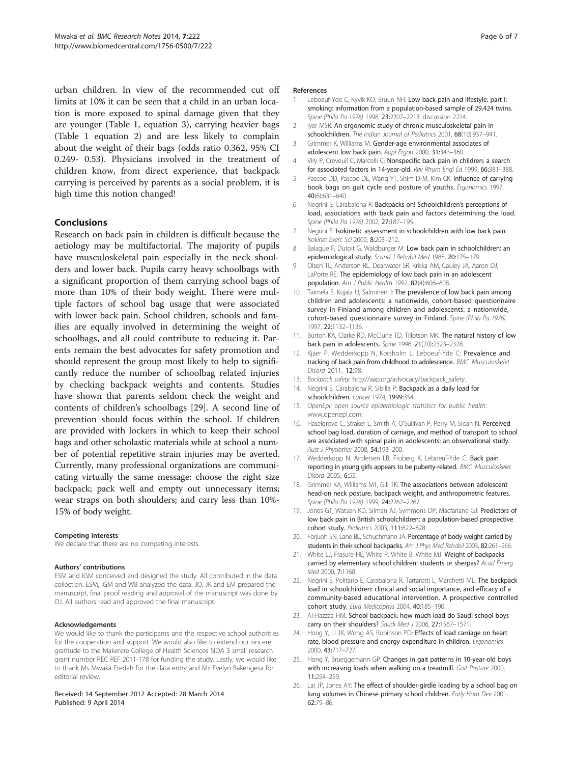urban children. In view of the recommended cut off limits at 10% it can be seen that a child in an urban location is more exposed to spinal damage given that they are younger (Table 1, equation 3), carrying heavier bags (Table 1 equation 2) and are less likely to complain about the weight of their bags (odds ratio 0.362, 95% CI 0.249- 0.53). Physicians involved in the treatment of children know, from direct experience, that backpack carrying is perceived by parents as a social problem, it is high time this notion changed!

## Conclusions

Research on back pain in children is difficult because the aetiology may be multifactorial. The majority of pupils have musculoskeletal pain especially in the neck shoulders and lower back. Pupils carry heavy schoolbags with a significant proportion of them carrying school bags of more than 10% of their body weight. There were multiple factors of school bag usage that were associated with lower back pain. School children, schools and families are equally involved in determining the weight of schoolbags, and all could contribute to reducing it. Parents remain the best advocates for safety promotion and should represent the group most likely to help to significantly reduce the number of schoolbag related injuries by checking backpack weights and contents. Studies have shown that parents seldom check the weight and contents of children's schoolbags [29]. A second line of prevention should focus within the school. If children are provided with lockers in which to keep their school bags and other scholastic materials while at school a number of potential repetitive strain injuries may be averted. Currently, many professional organizations are communicating virtually the same message: choose the right size backpack; pack well and empty out unnecessary items; wear straps on both shoulders; and carry less than 10%-15% of body weight.

#### Competing interests

We declare that there are no competing interests.

#### Authors' contributions

ESM and IGM conceived and designed the study. All contributed in the data collection. ESM, IGM and WB analyzed the data. JO, JK and EM prepared the manuscript, final proof reading and approval of the manuscript was done by OJ. All authors read and approved the final manuscript.

#### Acknowledgements

We would like to thank the participants and the respective school authorities for the cooperation and support. We would also like to extend our sincere gratitude to the Makerere College of Health Sciences SIDA 3 small research grant number REC REF 2011-178 for funding the study. Lastly, we would like to thank Ms Mwaka Fredah for the data entry and Ms Evelyn Bakengesa for editorial review.

Received: 14 September 2012 Accepted: 28 March 2014
Published: 9 April 2014

#### References

1. Leboeuf-Yde C, Kyvik KO, Bruun NH: Low back pain and lifestyle: part I: smoking: information from a population-based sample of 29,424 twins. *Spine (Phila Pa 1976)* 1998, 23:2207–2213. discussion 2214.
2. Iyer MSR: An ergonomic study of chronic musculoskeletal pain in schoolchildren. *The Indian Journal of Pediatrics* 2001, 68(10):937–941.
3. Grimmer K, Williams M: Gender-age environmental associates of adolescent low back pain. *Appl Ergon* 2000, 31:343–360.
4. Viry P, Creveuil C, Marcelli C: Nonspecific back pain in children: a search for associated factors in 14-year-old. *Rev Rhum Engl Ed* 1999, 66:381–388.
5. Pascoe DD, Pascoe DE, Wang YT, Shim D-M, Kim CK: Influence of carrying book bags on gait cycle and posture of youths. *Ergonomics* 1997, 40(6):631–640.
6. Negrini S, Carabalona R: Backpacks on! Schoolchildren's perceptions of load, associations with back pain and factors determining the load. *Spine (Phila Pa 1976)* 2002, 27:187–195.
7. Negrini S: Isokinetic assessment in schoolchildren with low back pain. *Isokinet Exerc Sci* 2000, 8:203–212.
8. Balague F, Dutoit G, Waldburger M: Low back pain in schoolchildren: an epidemiological study. *Scand J Rehabil Med* 1988, 20:175–179.
9. Olsen TL, Anderson RL, Dearwater SR, Kriska AM, Cauley JA, Aaron DJ, LaPorte RE: The epidemiology of low back pain in an adolescent population. *Am J Public Health* 1992, 82(4):606–608.
10. Taimela S, Kujala U, Salminen J: The prevalence of low back pain among children and adolescents: a nationwide, cohort-based questionnaire survey in Finland among children and adolescents: a nationwide, cohort-based questionnaire survey in Finland. *Spine (Phila Pa 1976)* 1997, 22:1132–1136.
11. Burton KA, Clarke RD, McClune TD, Tillotson MK: The natural history of low back pain in adolescents. *Spine* 1996, 21(20):2323–2328.
12. Kjaer P, Wedderkopp N, Korsholm L, Leboeuf-Yde C: Prevalence and tracking of back pain from childhood to adolescence. *BMC Musculoskelet Disord* 2011, 12:98.
13. *Backpack safety*: http://aap.org/advocacy/backpack_safety.
14. Negrini S, Carabalona R, Sibilla P: Backpack as a daily load for schoolchildren. *Lancet* 1974, 1999:354.
15. *OpenEpi: open source epidemiologic statistics for public health*: www.openepi.com.
16. Haselgrove C, Straker L, Smith A, O'Sullivan P, Perry M, Sloan N: Perceived school bag load, duration of carriage, and method of transport to school are associated with spinal pain in adolescents: an observational study. *Aust J Physiother* 2008, 54:193–200.
17. Wedderkopp N, Andersen LB, Froberg K, Leboeuf-Yde C: Back pain reporting in young girls appears to be puberty-related. *BMC Musculoskelet Disord* 2005, 6:52.
18. Grimmer KA, Williams MT, Gill TK: The associations between adolescent head-on neck posture, backpack weight, and anthropometric features. *Spine (Phila Pa 1976)* 1999, 24:2262–2267.
19. Jones GT, Watson KD, Silman AJ, Symmons DP, Macfarlane GJ: Predictors of low back pain in British schoolchildren: a population-based prospective cohort study. *Pediatrics* 2003, 111:822–828.
20. Forjuoh SN, Lane BL, Schuchmann JA: Percentage of body weight carried by students in their school backpacks. *Am J Phys Med Rehabil* 2003, 82:261–266.
21. White LJ, Frasure HE, White P, White B, White MJ: Weight of backpacks carried by elementary school children: students or sherpas? *Acad Emerg Med* 2000, 7:1168.
22. Negrini S, Politano E, Carabalona R, Tartarotti L, Marchetti ML: The backpack load in schoolchildren: clinical and social importance, and efficacy of a community-based educational intervention. A prospective controlled cohort study. *Eura Medicophys* 2004, 40:185–190.
23. Al-Hazzaa HM: School backpack: how much load do Saudi school boys carry on their shoulders? *Saudi Med J* 2006, 27:1567–1571.
24. Hong Y, Li JX, Wong AS, Robinson PD: Effects of load carriage on heart rate, blood pressure and energy expenditure in children. *Ergonomics* 2000, 43:717–727.
25. Hong Y, Brueggemann GP: Changes in gait patterns in 10-year-old boys with increasing loads when walking on a treadmill. *Gait Posture* 2000, 11:254–259.
26. Lai JP, Jones AY: The effect of shoulder-girdle loading by a school bag on lung volumes in Chinese primary school children. *Early Hum Dev* 2001, 62:79–86.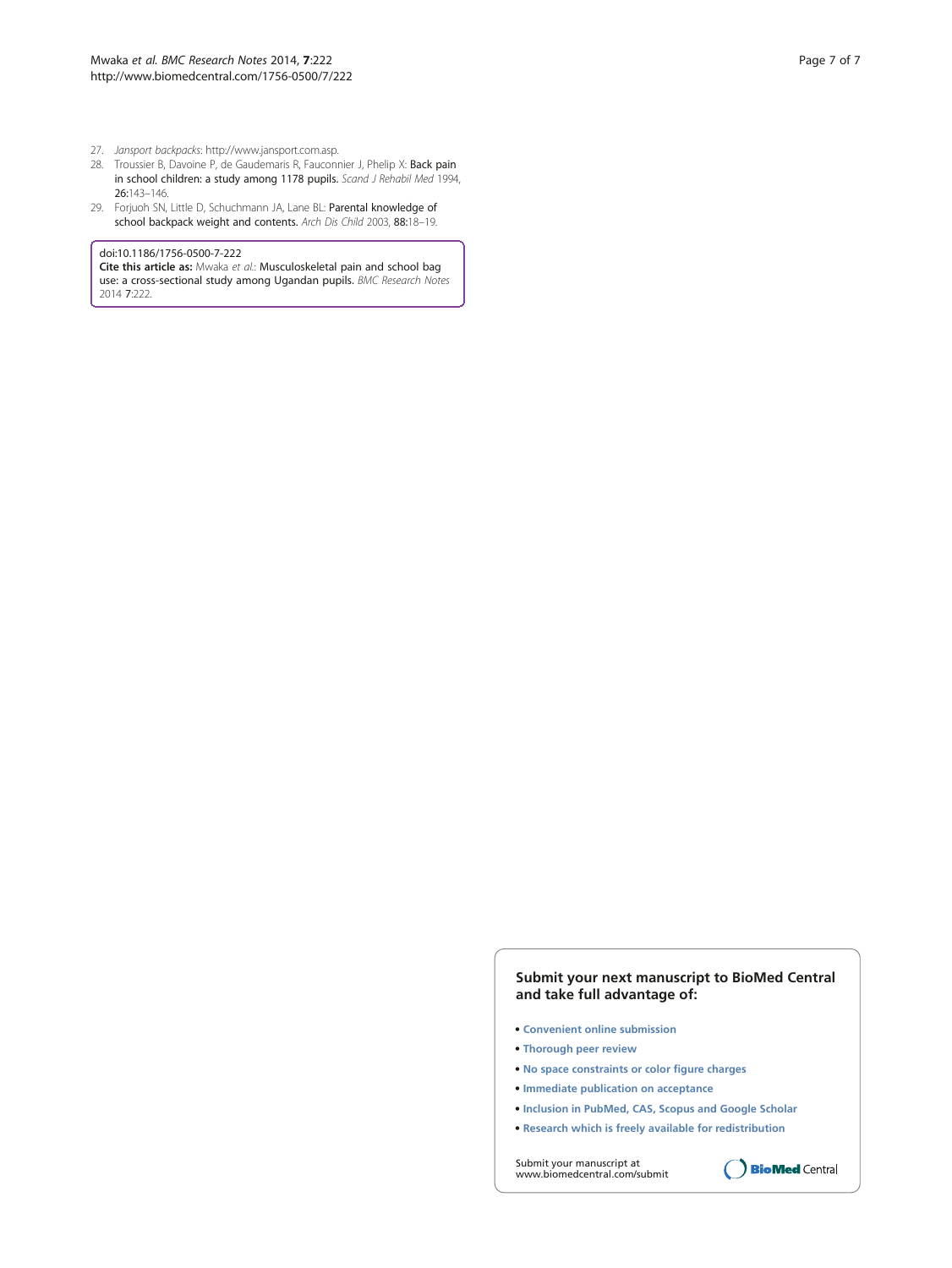27. *Jansport backpacks*: http://www.jansport.com.asp.
28. Troussier B, Davoine P, de Gaudemaris R, Fauconnier J, Phelip X: **Back pain in school children: a study among 1178 pupils.** *Scand J Rehabil Med* 1994, **26:**143–146.
29. Forjuoh SN, Little D, Schuchmann JA, Lane BL: **Parental knowledge of school backpack weight and contents.** *Arch Dis Child* 2003, **88:**18–19.

doi:10.1186/1756-0500-7-222
**Cite this article as:** Mwaka *et al.*: Musculoskeletal pain and school bag use: a cross-sectional study among Ugandan pupils. *BMC Research Notes* 2014 **7**:222.

**Submit your next manuscript to BioMed Central and take full advantage of:**

- **Convenient online submission**
- **Thorough peer review**
- **No space constraints or color figure charges**
- **Immediate publication on acceptance**
- **Inclusion in PubMed, CAS, Scopus and Google Scholar**
- **Research which is freely available for redistribution**

Submit your manuscript at
www.biomedcentral.com/submit

BioMed Central